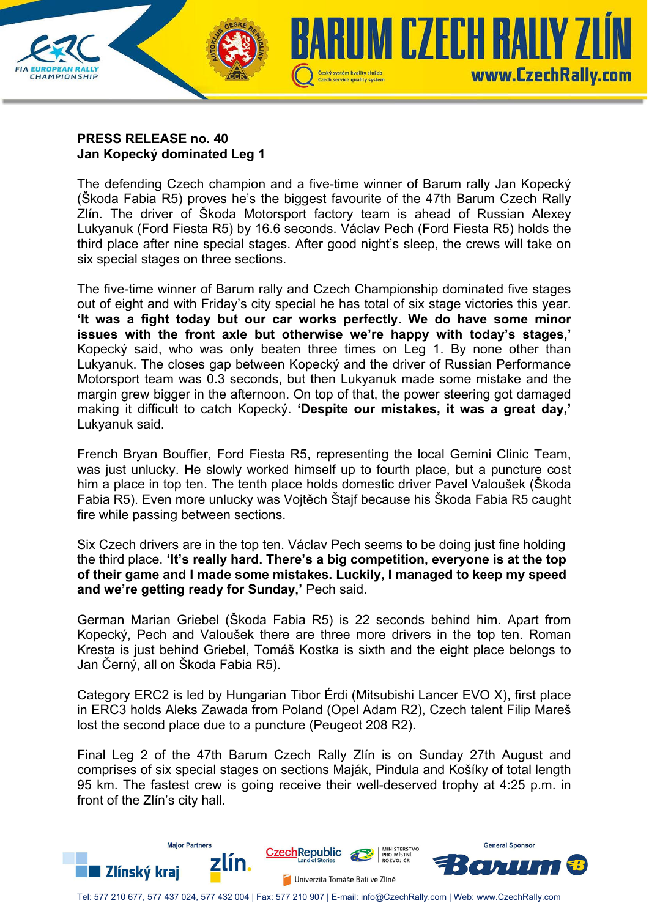**PRESS RELEASE no. 40**
**Jan Kopecký dominated Leg 1**

The defending Czech champion and a five-time winner of Barum rally Jan Kopecký (Škoda Fabia R5) proves he's the biggest favourite of the 47th Barum Czech Rally Zlín. The driver of Škoda Motorsport factory team is ahead of Russian Alexey Lukyanuk (Ford Fiesta R5) by 16.6 seconds. Václav Pech (Ford Fiesta R5) holds the third place after nine special stages. After good night's sleep, the crews will take on six special stages on three sections.

The five-time winner of Barum rally and Czech Championship dominated five stages out of eight and with Friday's city special he has total of six stage victories this year. **'It was a fight today but our car works perfectly. We do have some minor issues with the front axle but otherwise we're happy with today's stages,'** Kopecký said, who was only beaten three times on Leg 1. By none other than Lukyanuk. The closes gap between Kopecký and the driver of Russian Performance Motorsport team was 0.3 seconds, but then Lukyanuk made some mistake and the margin grew bigger in the afternoon. On top of that, the power steering got damaged making it difficult to catch Kopecký. **'Despite our mistakes, it was a great day,'** Lukyanuk said.

French Bryan Bouffier, Ford Fiesta R5, representing the local Gemini Clinic Team, was just unlucky. He slowly worked himself up to fourth place, but a puncture cost him a place in top ten. The tenth place holds domestic driver Pavel Valoušek (Škoda Fabia R5). Even more unlucky was Vojtěch Štajf because his Škoda Fabia R5 caught fire while passing between sections.

Six Czech drivers are in the top ten. Václav Pech seems to be doing just fine holding the third place. **'It's really hard. There's a big competition, everyone is at the top of their game and I made some mistakes. Luckily, I managed to keep my speed and we're getting ready for Sunday,'** Pech said.

German Marian Griebel (Škoda Fabia R5) is 22 seconds behind him. Apart from Kopecký, Pech and Valoušek there are three more drivers in the top ten. Roman Kresta is just behind Griebel, Tomáš Kostka is sixth and the eight place belongs to Jan Černý, all on Škoda Fabia R5).

Category ERC2 is led by Hungarian Tibor Érdi (Mitsubishi Lancer EVO X), first place in ERC3 holds Aleks Zawada from Poland (Opel Adam R2), Czech talent Filip Mareš lost the second place due to a puncture (Peugeot 208 R2).

Final Leg 2 of the 47th Barum Czech Rally Zlín is on Sunday 27th August and comprises of six special stages on sections Maják, Pindula and Košíky of total length 95 km. The fastest crew is going receive their well-deserved trophy at 4:25 p.m. in front of the Zlín's city hall.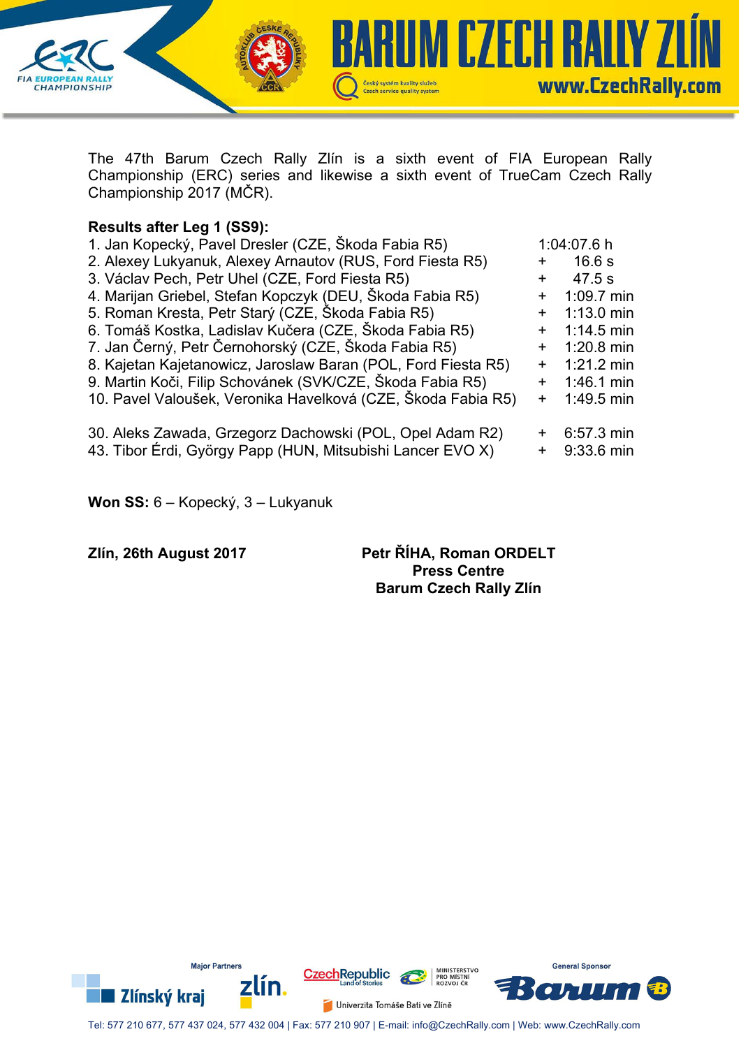The 47th Barum Czech Rally Zlín is a sixth event of FIA European Rally Championship (ERC) series and likewise a sixth event of TrueCam Czech Rally Championship 2017 (MČR).

**Results after Leg 1 (SS9):**

| | | |
|---|---|---|
| 1. Jan Kopecký, Pavel Dresler (CZE, Škoda Fabia R5) | | 1:04:07.6 h |
| 2. Alexey Lukyanuk, Alexey Arnautov (RUS, Ford Fiesta R5) | + | 16.6 s |
| 3. Václav Pech, Petr Uhel (CZE, Ford Fiesta R5) | + | 47.5 s |
| 4. Marijan Griebel, Stefan Kopczyk (DEU, Škoda Fabia R5) | + | 1:09.7 min |
| 5. Roman Kresta, Petr Starý (CZE, Škoda Fabia R5) | + | 1:13.0 min |
| 6. Tomáš Kostka, Ladislav Kučera (CZE, Škoda Fabia R5) | + | 1:14.5 min |
| 7. Jan Černý, Petr Černohorský (CZE, Škoda Fabia R5) | + | 1:20.8 min |
| 8. Kajetan Kajetanowicz, Jaroslaw Baran (POL, Ford Fiesta R5) | + | 1:21.2 min |
| 9. Martin Koči, Filip Schovánek (SVK/CZE, Škoda Fabia R5) | + | 1:46.1 min |
| 10. Pavel Valoušek, Veronika Havelková (CZE, Škoda Fabia R5) | + | 1:49.5 min |
| | | |
| 30. Aleks Zawada, Grzegorz Dachowski (POL, Opel Adam R2) | + | 6:57.3 min |
| 43. Tibor Érdi, György Papp (HUN, Mitsubishi Lancer EVO X) | + | 9:33.6 min |

**Won SS:** 6 – Kopecký, 3 – Lukyanuk

**Zlín, 26th August 2017**

**Petr ŘÍHA, Roman ORDELT**
**Press Centre**
**Barum Czech Rally Zlín**